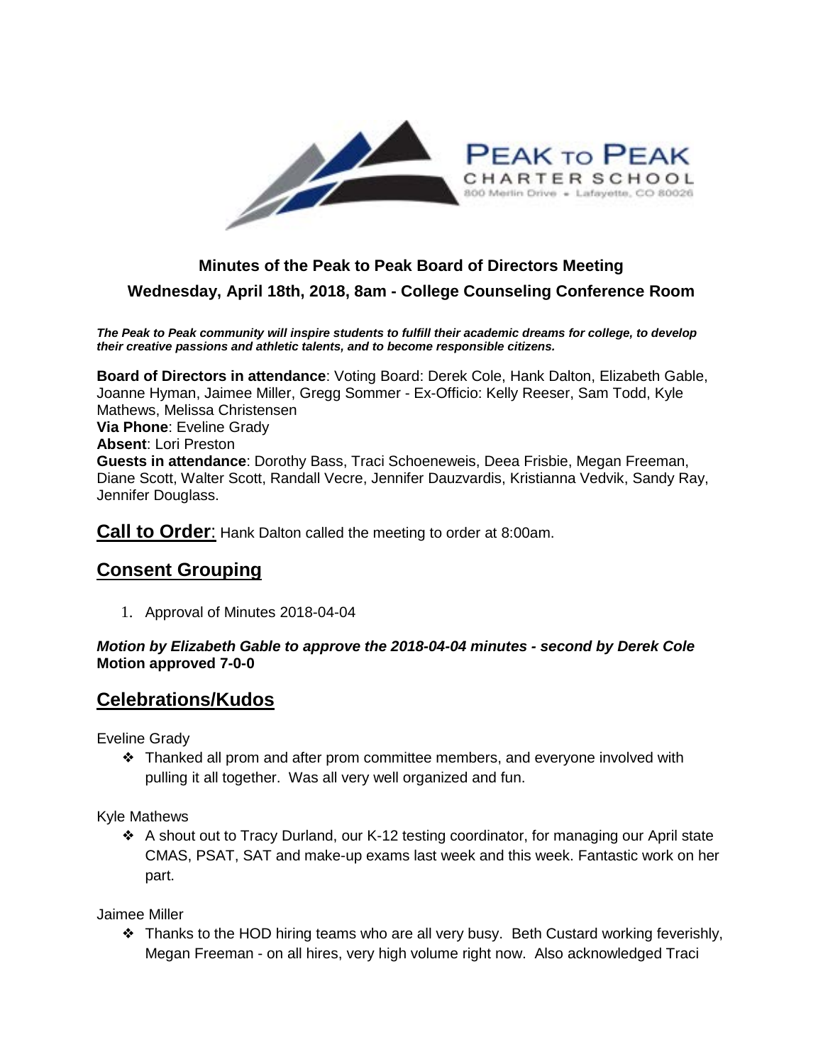**Minutes of the Peak to Peak Board of Directors Meeting**

**Wednesday, April 18th, 2018, 8am - College Counseling Conference Room**

***The Peak to Peak community will inspire students to fulfill their academic dreams for college, to develop their creative passions and athletic talents, and to become responsible citizens.***

**Board of Directors in attendance**: Voting Board: Derek Cole, Hank Dalton, Elizabeth Gable, Joanne Hyman, Jaimee Miller, Gregg Sommer - Ex-Officio: Kelly Reeser, Sam Todd, Kyle Mathews, Melissa Christensen
**Via Phone**: Eveline Grady
**Absent**: Lori Preston
**Guests in attendance**: Dorothy Bass, Traci Schoeneweis, Deea Frisbie, Megan Freeman, Diane Scott, Walter Scott, Randall Vecre, Jennifer Dauzvardis, Kristianna Vedvik, Sandy Ray, Jennifer Douglass.

## Call to Order:

Hank Dalton called the meeting to order at 8:00am.

## Consent Grouping

1. Approval of Minutes 2018-04-04

***Motion by Elizabeth Gable to approve the 2018-04-04 minutes - second by Derek Cole***
**Motion approved 7-0-0**

## Celebrations/Kudos

Eveline Grady

- Thanked all prom and after prom committee members, and everyone involved with pulling it all together. Was all very well organized and fun.

Kyle Mathews

- A shout out to Tracy Durland, our K-12 testing coordinator, for managing our April state CMAS, PSAT, SAT and make-up exams last week and this week. Fantastic work on her part.

Jaimee Miller

- Thanks to the HOD hiring teams who are all very busy. Beth Custard working feverishly, Megan Freeman - on all hires, very high volume right now. Also acknowledged Traci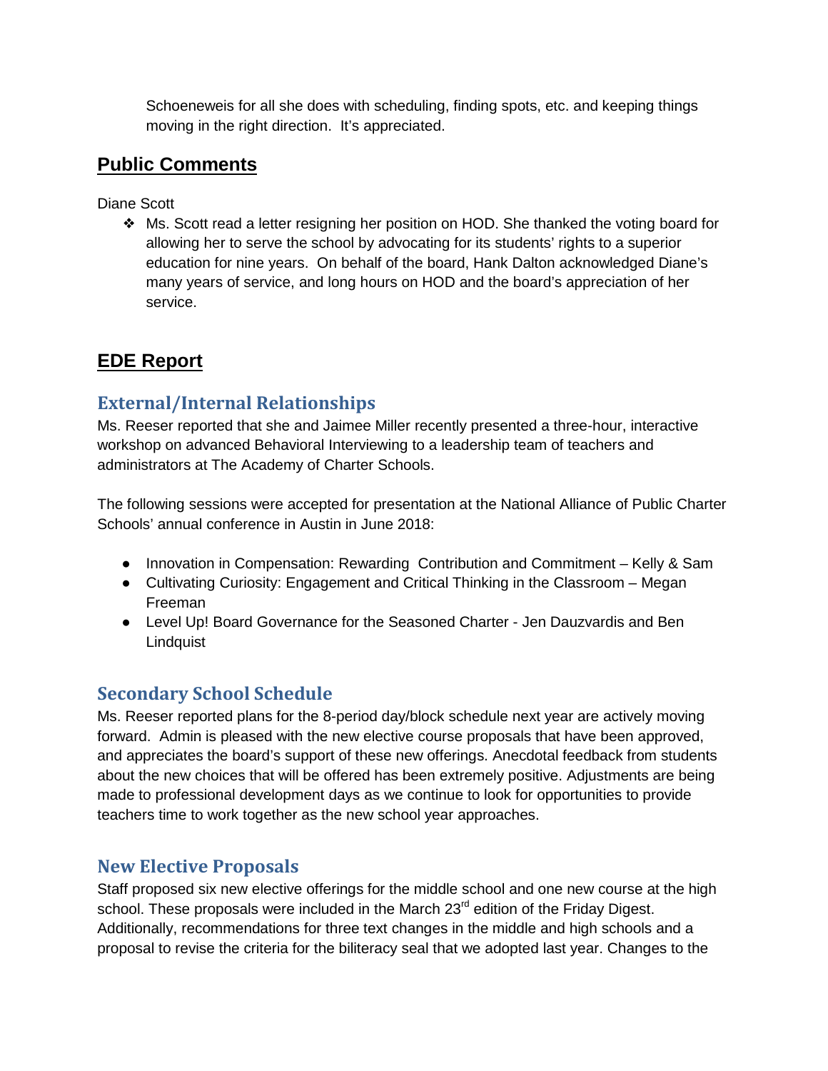Schoeneweis for all she does with scheduling, finding spots, etc. and keeping things moving in the right direction. It's appreciated.

## Public Comments

Diane Scott

- Ms. Scott read a letter resigning her position on HOD. She thanked the voting board for allowing her to serve the school by advocating for its students' rights to a superior education for nine years. On behalf of the board, Hank Dalton acknowledged Diane's many years of service, and long hours on HOD and the board's appreciation of her service.

## EDE Report

### External/Internal Relationships

Ms. Reeser reported that she and Jaimee Miller recently presented a three-hour, interactive workshop on advanced Behavioral Interviewing to a leadership team of teachers and administrators at The Academy of Charter Schools.

The following sessions were accepted for presentation at the National Alliance of Public Charter Schools' annual conference in Austin in June 2018:

- Innovation in Compensation: Rewarding Contribution and Commitment – Kelly & Sam
- Cultivating Curiosity: Engagement and Critical Thinking in the Classroom – Megan Freeman
- Level Up! Board Governance for the Seasoned Charter - Jen Dauzvardis and Ben Lindquist

### Secondary School Schedule

Ms. Reeser reported plans for the 8-period day/block schedule next year are actively moving forward. Admin is pleased with the new elective course proposals that have been approved, and appreciates the board's support of these new offerings. Anecdotal feedback from students about the new choices that will be offered has been extremely positive. Adjustments are being made to professional development days as we continue to look for opportunities to provide teachers time to work together as the new school year approaches.

### New Elective Proposals

Staff proposed six new elective offerings for the middle school and one new course at the high school. These proposals were included in the March 23rd edition of the Friday Digest. Additionally, recommendations for three text changes in the middle and high schools and a proposal to revise the criteria for the biliteracy seal that we adopted last year. Changes to the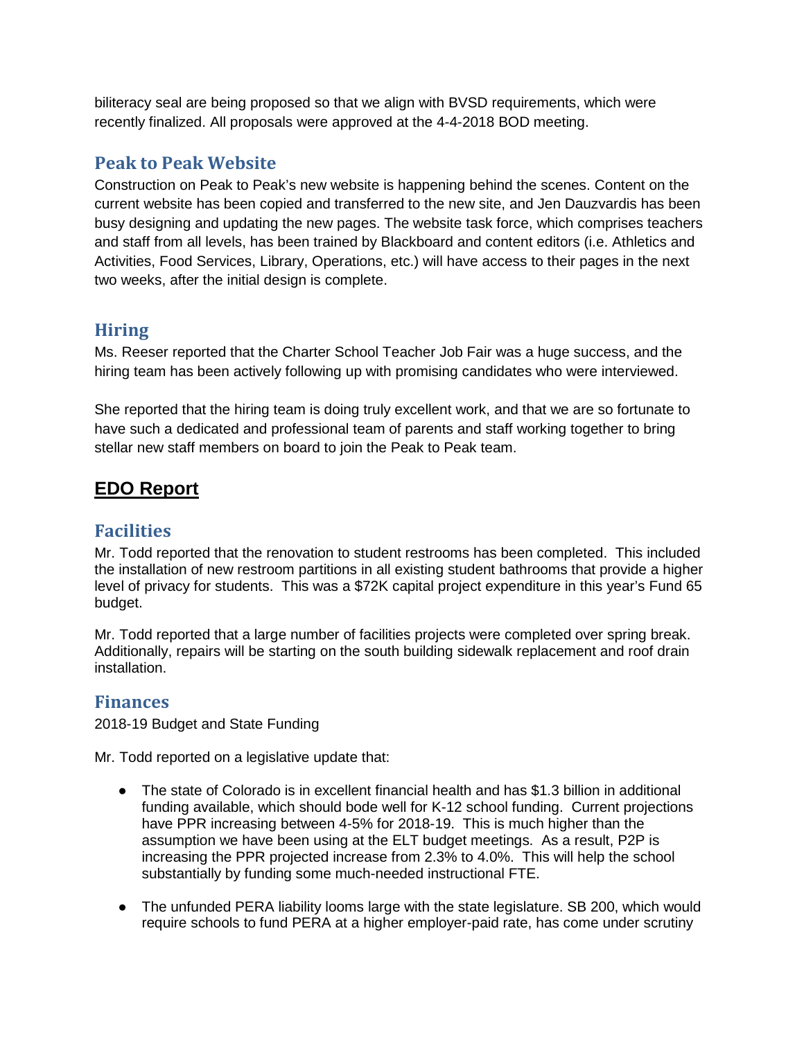biliteracy seal are being proposed so that we align with BVSD requirements, which were recently finalized. All proposals were approved at the 4-4-2018 BOD meeting.

### Peak to Peak Website

Construction on Peak to Peak's new website is happening behind the scenes. Content on the current website has been copied and transferred to the new site, and Jen Dauzvardis has been busy designing and updating the new pages. The website task force, which comprises teachers and staff from all levels, has been trained by Blackboard and content editors (i.e. Athletics and Activities, Food Services, Library, Operations, etc.) will have access to their pages in the next two weeks, after the initial design is complete.

### Hiring

Ms. Reeser reported that the Charter School Teacher Job Fair was a huge success, and the hiring team has been actively following up with promising candidates who were interviewed.

She reported that the hiring team is doing truly excellent work, and that we are so fortunate to have such a dedicated and professional team of parents and staff working together to bring stellar new staff members on board to join the Peak to Peak team.

## EDO Report

### Facilities

Mr. Todd reported that the renovation to student restrooms has been completed. This included the installation of new restroom partitions in all existing student bathrooms that provide a higher level of privacy for students. This was a $72K capital project expenditure in this year's Fund 65 budget.

Mr. Todd reported that a large number of facilities projects were completed over spring break. Additionally, repairs will be starting on the south building sidewalk replacement and roof drain installation.

### Finances

2018-19 Budget and State Funding

Mr. Todd reported on a legislative update that:

- The state of Colorado is in excellent financial health and has $1.3 billion in additional funding available, which should bode well for K-12 school funding. Current projections have PPR increasing between 4-5% for 2018-19. This is much higher than the assumption we have been using at the ELT budget meetings. As a result, P2P is increasing the PPR projected increase from 2.3% to 4.0%. This will help the school substantially by funding some much-needed instructional FTE.

- The unfunded PERA liability looms large with the state legislature. SB 200, which would require schools to fund PERA at a higher employer-paid rate, has come under scrutiny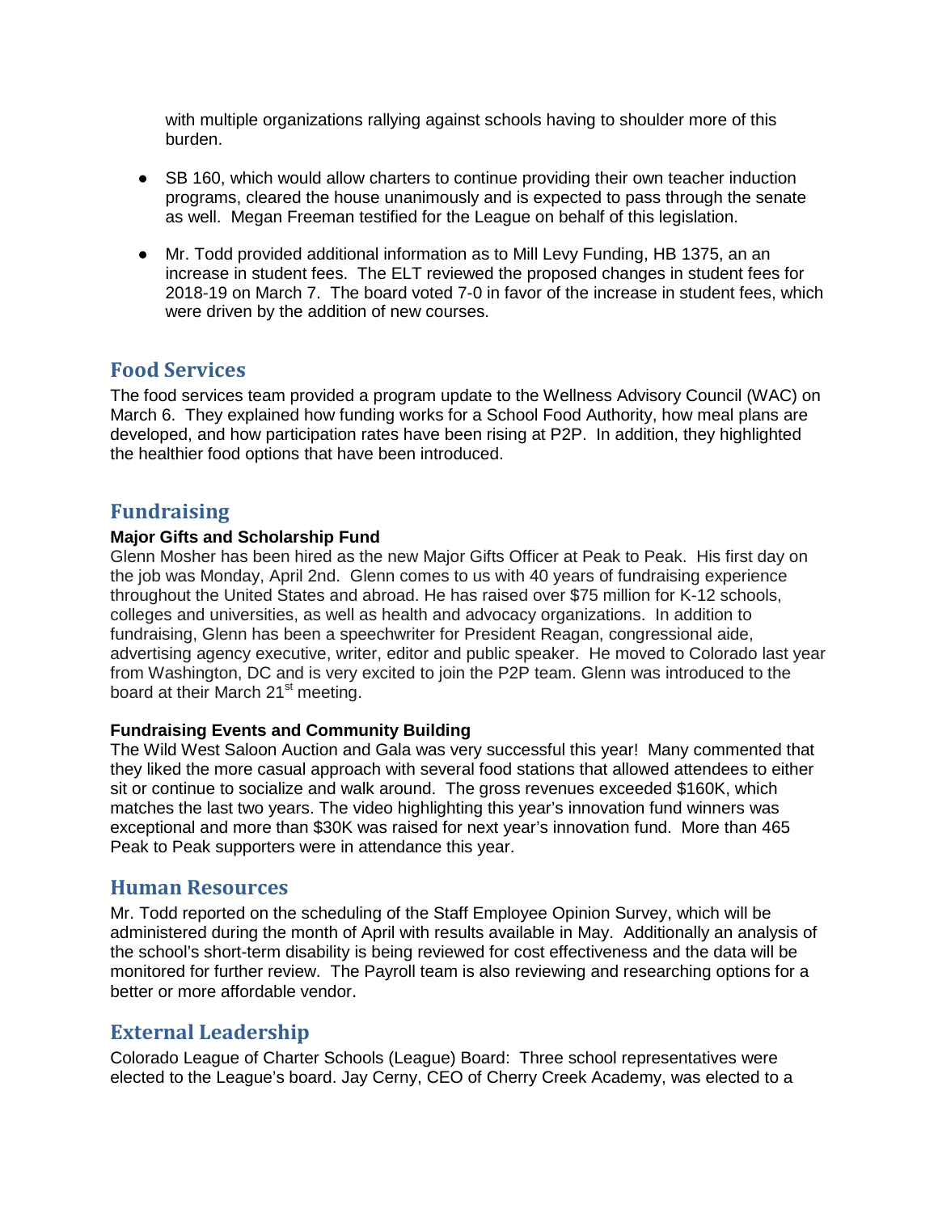with multiple organizations rallying against schools having to shoulder more of this burden.

- SB 160, which would allow charters to continue providing their own teacher induction programs, cleared the house unanimously and is expected to pass through the senate as well. Megan Freeman testified for the League on behalf of this legislation.

- Mr. Todd provided additional information as to Mill Levy Funding, HB 1375, an an increase in student fees. The ELT reviewed the proposed changes in student fees for 2018-19 on March 7. The board voted 7-0 in favor of the increase in student fees, which were driven by the addition of new courses.

## Food Services

The food services team provided a program update to the Wellness Advisory Council (WAC) on March 6. They explained how funding works for a School Food Authority, how meal plans are developed, and how participation rates have been rising at P2P. In addition, they highlighted the healthier food options that have been introduced.

## Fundraising

**Major Gifts and Scholarship Fund**

Glenn Mosher has been hired as the new Major Gifts Officer at Peak to Peak. His first day on the job was Monday, April 2nd. Glenn comes to us with 40 years of fundraising experience throughout the United States and abroad. He has raised over $75 million for K-12 schools, colleges and universities, as well as health and advocacy organizations. In addition to fundraising, Glenn has been a speechwriter for President Reagan, congressional aide, advertising agency executive, writer, editor and public speaker. He moved to Colorado last year from Washington, DC and is very excited to join the P2P team. Glenn was introduced to the board at their March 21st meeting.

**Fundraising Events and Community Building**

The Wild West Saloon Auction and Gala was very successful this year! Many commented that they liked the more casual approach with several food stations that allowed attendees to either sit or continue to socialize and walk around. The gross revenues exceeded $160K, which matches the last two years. The video highlighting this year's innovation fund winners was exceptional and more than $30K was raised for next year's innovation fund. More than 465 Peak to Peak supporters were in attendance this year.

## Human Resources

Mr. Todd reported on the scheduling of the Staff Employee Opinion Survey, which will be administered during the month of April with results available in May. Additionally an analysis of the school's short-term disability is being reviewed for cost effectiveness and the data will be monitored for further review. The Payroll team is also reviewing and researching options for a better or more affordable vendor.

## External Leadership

Colorado League of Charter Schools (League) Board: Three school representatives were elected to the League's board. Jay Cerny, CEO of Cherry Creek Academy, was elected to a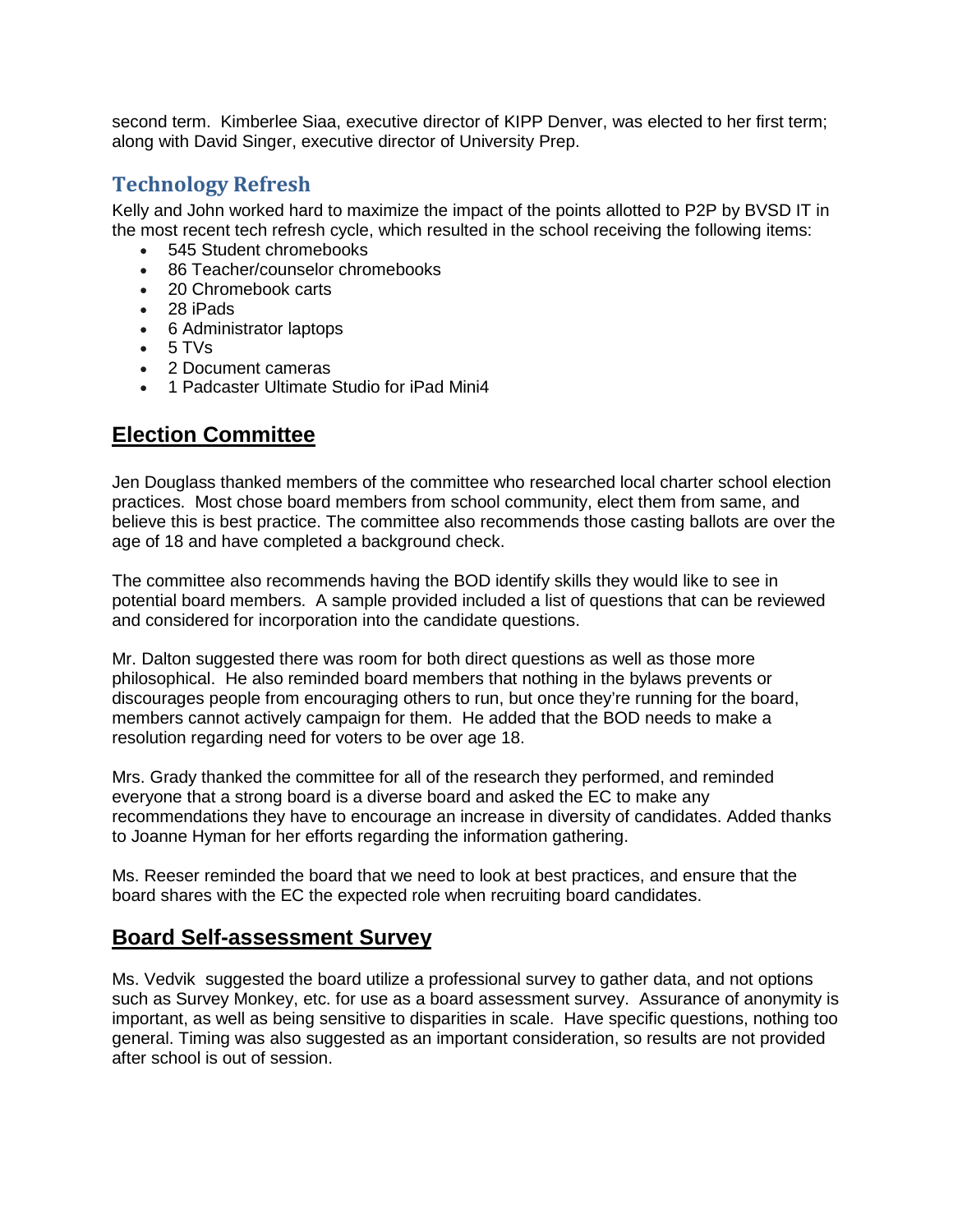second term. Kimberlee Siaa, executive director of KIPP Denver, was elected to her first term; along with David Singer, executive director of University Prep.

## Technology Refresh

Kelly and John worked hard to maximize the impact of the points allotted to P2P by BVSD IT in the most recent tech refresh cycle, which resulted in the school receiving the following items:

- 545 Student chromebooks
- 86 Teacher/counselor chromebooks
- 20 Chromebook carts
- 28 iPads
- 6 Administrator laptops
- 5 TVs
- 2 Document cameras
- 1 Padcaster Ultimate Studio for iPad Mini4

## Election Committee

Jen Douglass thanked members of the committee who researched local charter school election practices. Most chose board members from school community, elect them from same, and believe this is best practice. The committee also recommends those casting ballots are over the age of 18 and have completed a background check.

The committee also recommends having the BOD identify skills they would like to see in potential board members. A sample provided included a list of questions that can be reviewed and considered for incorporation into the candidate questions.

Mr. Dalton suggested there was room for both direct questions as well as those more philosophical. He also reminded board members that nothing in the bylaws prevents or discourages people from encouraging others to run, but once they're running for the board, members cannot actively campaign for them. He added that the BOD needs to make a resolution regarding need for voters to be over age 18.

Mrs. Grady thanked the committee for all of the research they performed, and reminded everyone that a strong board is a diverse board and asked the EC to make any recommendations they have to encourage an increase in diversity of candidates. Added thanks to Joanne Hyman for her efforts regarding the information gathering.

Ms. Reeser reminded the board that we need to look at best practices, and ensure that the board shares with the EC the expected role when recruiting board candidates.

## Board Self-assessment Survey

Ms. Vedvik suggested the board utilize a professional survey to gather data, and not options such as Survey Monkey, etc. for use as a board assessment survey. Assurance of anonymity is important, as well as being sensitive to disparities in scale. Have specific questions, nothing too general. Timing was also suggested as an important consideration, so results are not provided after school is out of session.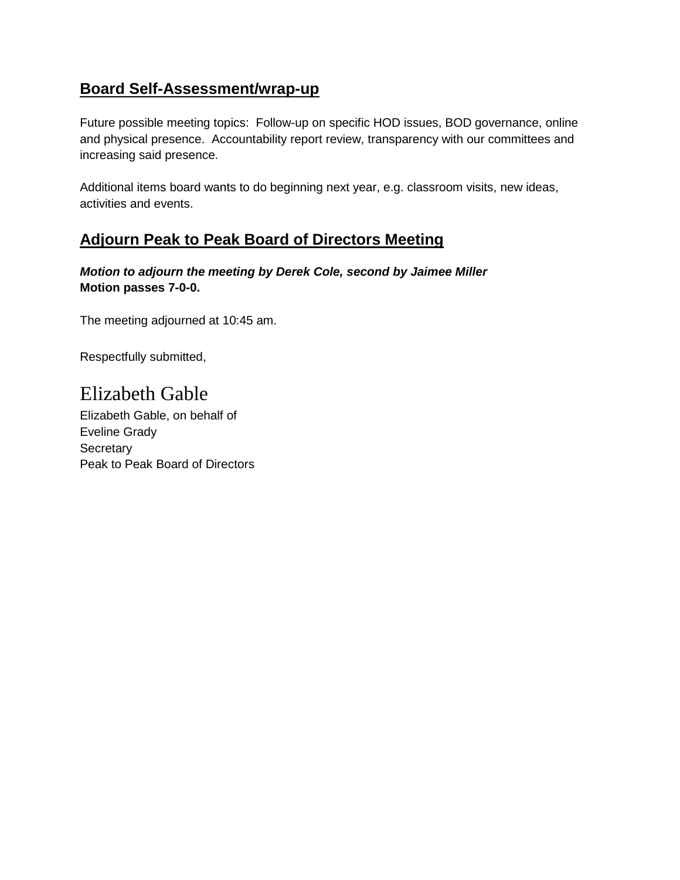## **Board Self-Assessment/wrap-up**

Future possible meeting topics: Follow-up on specific HOD issues, BOD governance, online and physical presence. Accountability report review, transparency with our committees and increasing said presence.

Additional items board wants to do beginning next year, e.g. classroom visits, new ideas, activities and events.

## **Adjourn Peak to Peak Board of Directors Meeting**

***Motion to adjourn the meeting by Derek Cole, second by Jaimee Miller***
**Motion passes 7-0-0.**

The meeting adjourned at 10:45 am.

Respectfully submitted,

Elizabeth Gable

Elizabeth Gable, on behalf of
Eveline Grady
Secretary
Peak to Peak Board of Directors